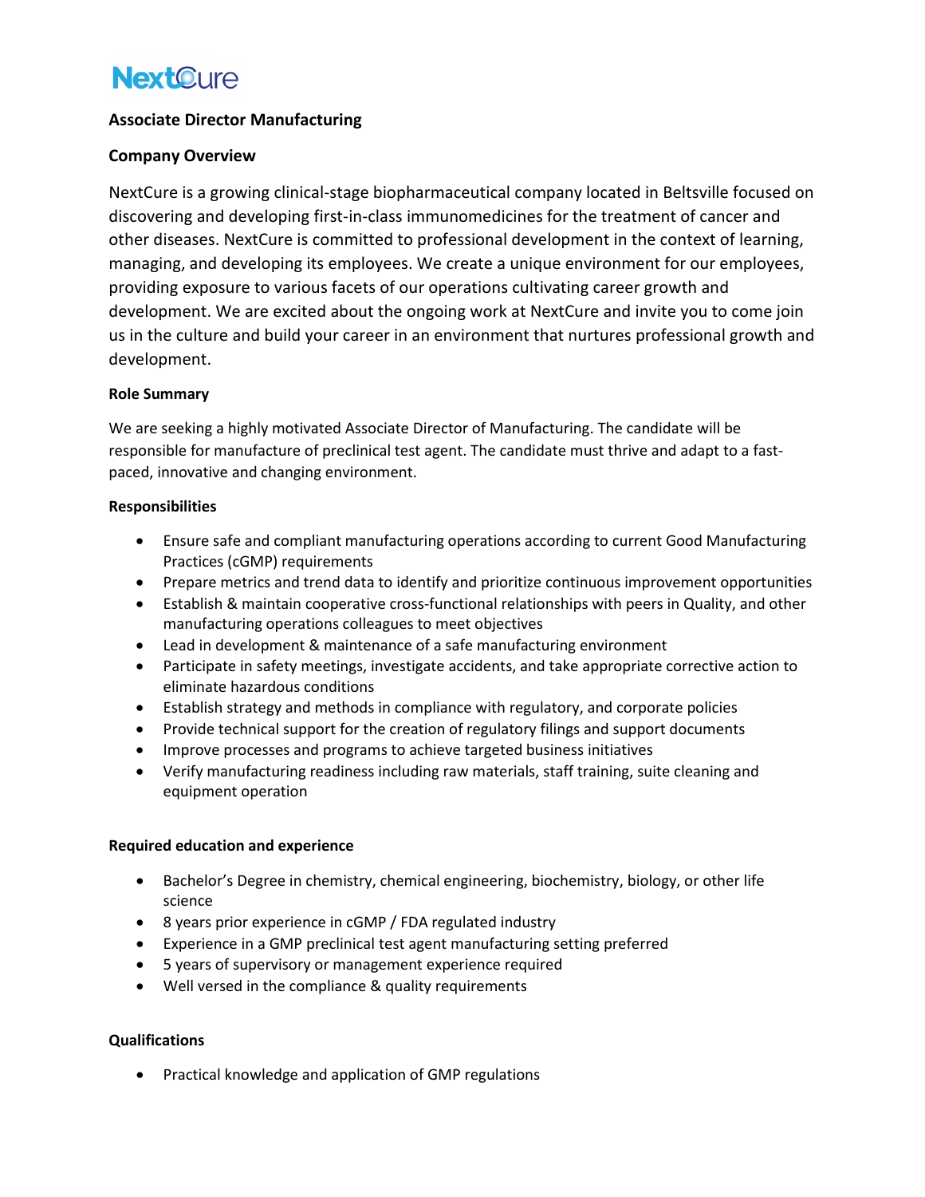NextCure

# Associate Director Manufacturing

## Company Overview

NextCure is a growing clinical-stage biopharmaceutical company located in Beltsville focused on discovering and developing first-in-class immunomedicines for the treatment of cancer and other diseases. NextCure is committed to professional development in the context of learning, managing, and developing its employees. We create a unique environment for our employees, providing exposure to various facets of our operations cultivating career growth and development. We are excited about the ongoing work at NextCure and invite you to come join us in the culture and build your career in an environment that nurtures professional growth and development.

### Role Summary

We are seeking a highly motivated Associate Director of Manufacturing. The candidate will be responsible for manufacture of preclinical test agent. The candidate must thrive and adapt to a fast-paced, innovative and changing environment.

### Responsibilities

- Ensure safe and compliant manufacturing operations according to current Good Manufacturing Practices (cGMP) requirements
- Prepare metrics and trend data to identify and prioritize continuous improvement opportunities
- Establish & maintain cooperative cross-functional relationships with peers in Quality, and other manufacturing operations colleagues to meet objectives
- Lead in development & maintenance of a safe manufacturing environment
- Participate in safety meetings, investigate accidents, and take appropriate corrective action to eliminate hazardous conditions
- Establish strategy and methods in compliance with regulatory, and corporate policies
- Provide technical support for the creation of regulatory filings and support documents
- Improve processes and programs to achieve targeted business initiatives
- Verify manufacturing readiness including raw materials, staff training, suite cleaning and equipment operation

### Required education and experience

- Bachelor's Degree in chemistry, chemical engineering, biochemistry, biology, or other life science
- 8 years prior experience in cGMP / FDA regulated industry
- Experience in a GMP preclinical test agent manufacturing setting preferred
- 5 years of supervisory or management experience required
- Well versed in the compliance & quality requirements

### Qualifications

- Practical knowledge and application of GMP regulations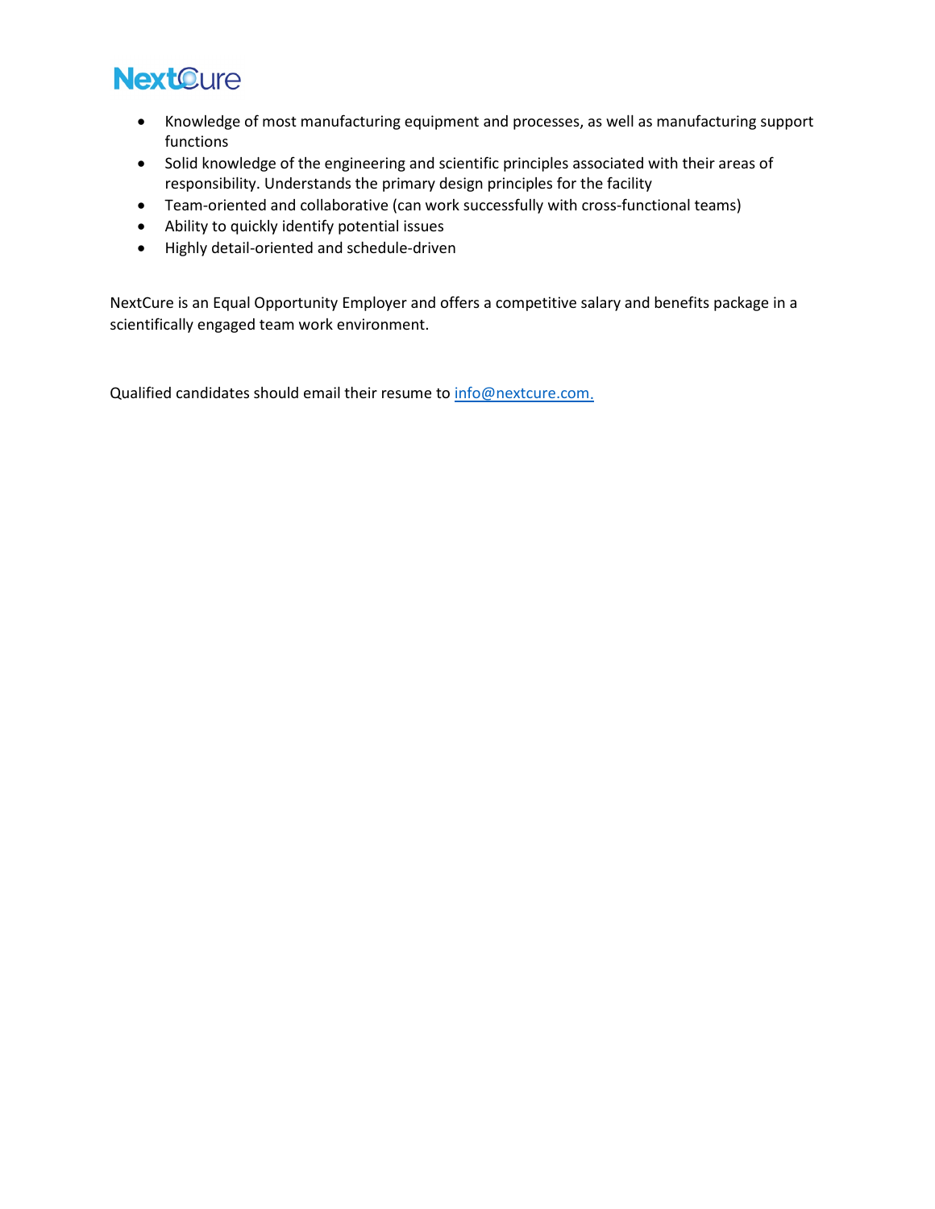- Knowledge of most manufacturing equipment and processes, as well as manufacturing support functions
- Solid knowledge of the engineering and scientific principles associated with their areas of responsibility. Understands the primary design principles for the facility
- Team-oriented and collaborative (can work successfully with cross-functional teams)
- Ability to quickly identify potential issues
- Highly detail-oriented and schedule-driven

NextCure is an Equal Opportunity Employer and offers a competitive salary and benefits package in a scientifically engaged team work environment.

Qualified candidates should email their resume to info@nextcure.com.